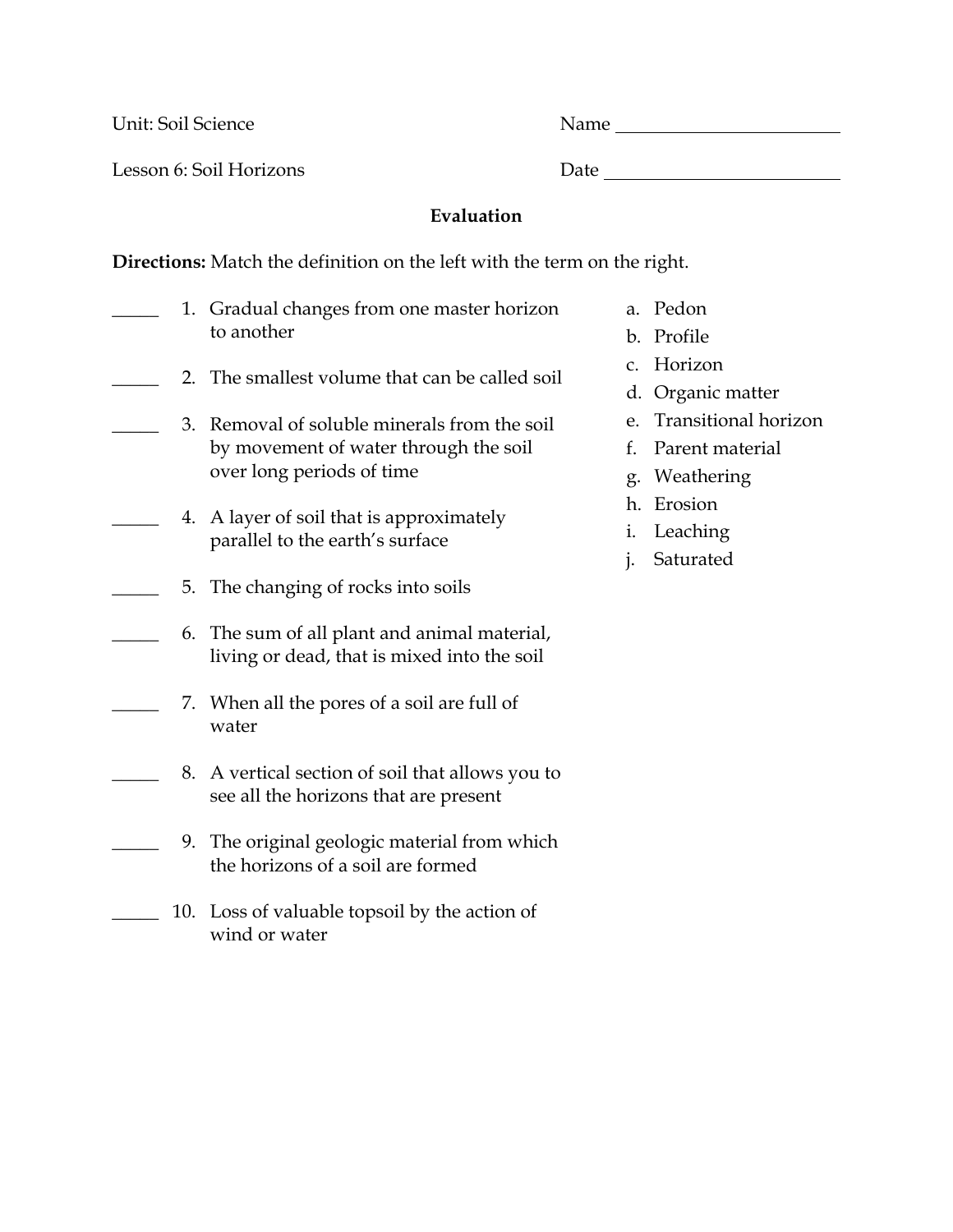Unit: Soil Science　　　　　　　　　　Name ______________________

Lesson 6: Soil Horizons　　　　　　　　Date ______________________

**Evaluation**

**Directions:** Match the definition on the left with the term on the right.

_____ 1. Gradual changes from one master horizon to another

_____ 2. The smallest volume that can be called soil

_____ 3. Removal of soluble minerals from the soil by movement of water through the soil over long periods of time

_____ 4. A layer of soil that is approximately parallel to the earth's surface

_____ 5. The changing of rocks into soils

_____ 6. The sum of all plant and animal material, living or dead, that is mixed into the soil

_____ 7. When all the pores of a soil are full of water

_____ 8. A vertical section of soil that allows you to see all the horizons that are present

_____ 9. The original geologic material from which the horizons of a soil are formed

_____ 10. Loss of valuable topsoil by the action of wind or water

a. Pedon
b. Profile
c. Horizon
d. Organic matter
e. Transitional horizon
f. Parent material
g. Weathering
h. Erosion
i. Leaching
j. Saturated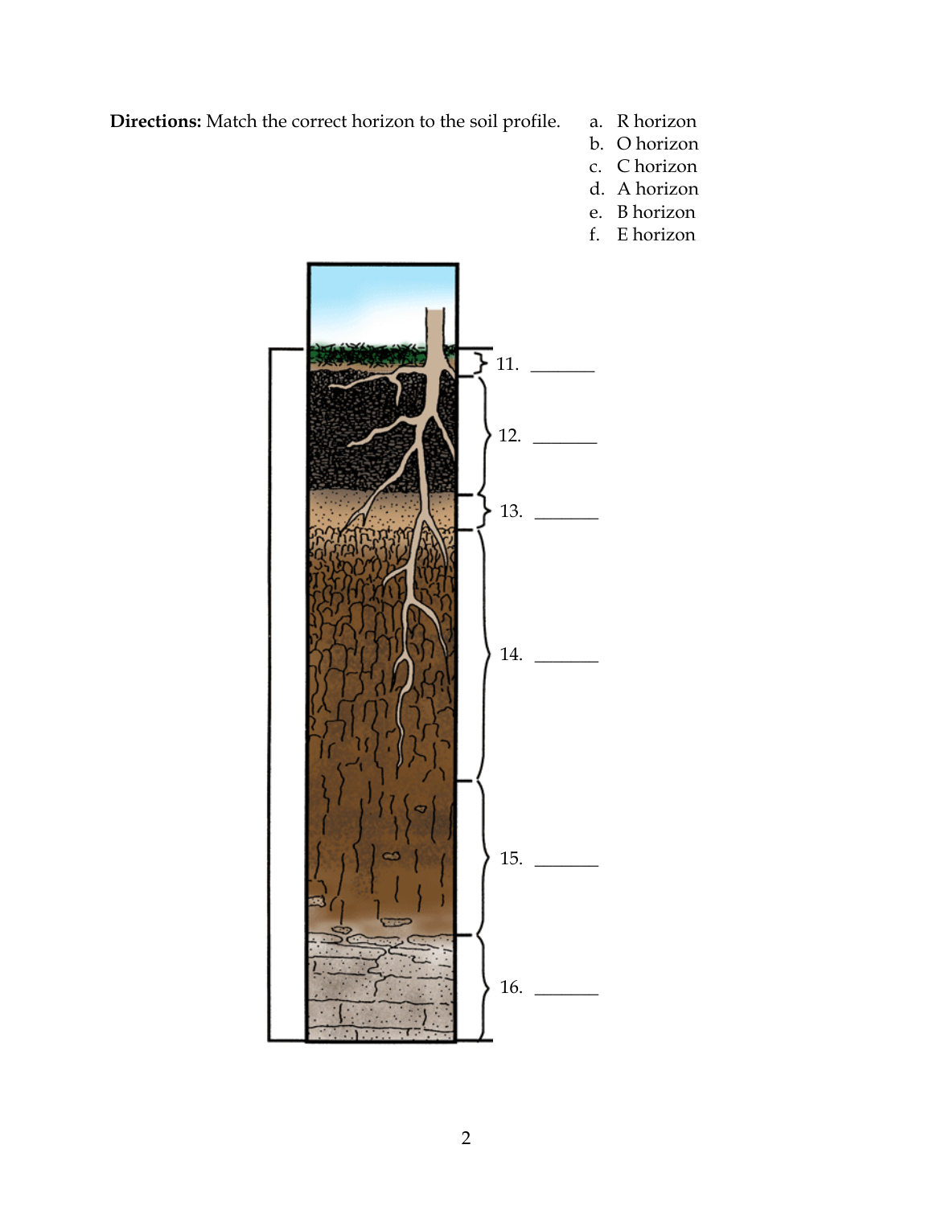**Directions:** Match the correct horizon to the soil profile.

a. R horizon
b. O horizon
c. C horizon
d. A horizon
e. B horizon
f. E horizon

11. _______

12. _______

13. _______

14. _______

15. _______

16. _______